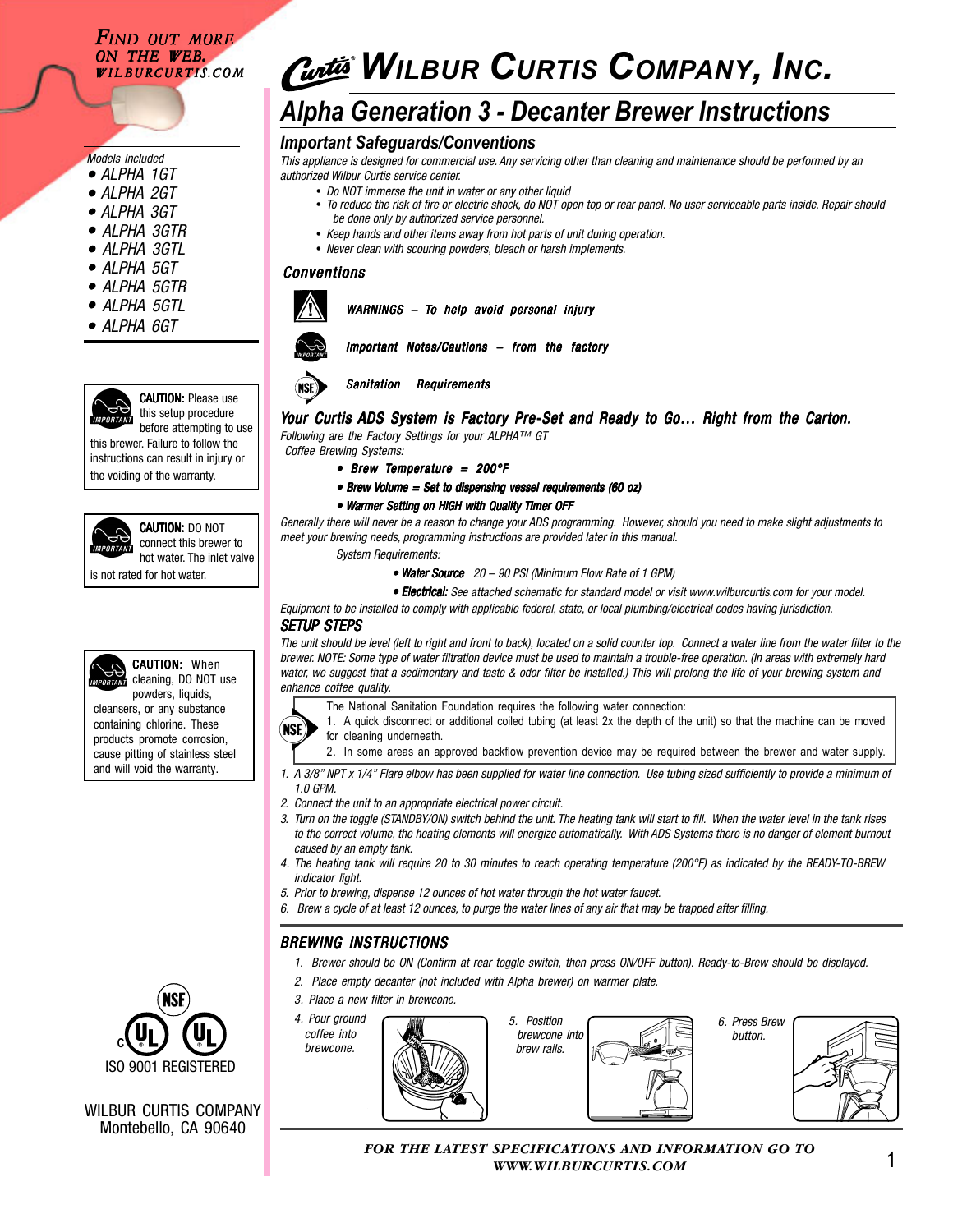FIND OUT MORE ON THE WEB. WILBURCURTIS.COM

# WILBUR CURTIS COMPANY, INC.

## Alpha Generation 3 - Decanter Brewer Instructions

Models Included

- ALPHA 1GT
- ALPHA 2GT
- ALPHA 3GT
- ALPHA 3GTR
- ALPHA 3GTL
- ALPHA 5GT
- ALPHA 5GTR
- ALPHA 5GTL
- ALPHA 6GT

**CAUTION:** Please use this setup procedure before attempting to use this brewer. Failure to follow the instructions can result in injury or the voiding of the warranty.

**CAUTION:** DO NOT connect this brewer to hot water. The inlet valve is not rated for hot water.

**CAUTION:** When cleaning, DO NOT use powders, liquids, cleansers, or any substance containing chlorine. These products promote corrosion, cause pitting of stainless steel and will void the warranty.

ISO 9001 REGISTERED

WILBUR CURTIS COMPANY
Montebello, CA 90640

### Important Safeguards/Conventions

*This appliance is designed for commercial use. Any servicing other than cleaning and maintenance should be performed by an authorized Wilbur Curtis service center.*

- *Do NOT immerse the unit in water or any other liquid*
- *To reduce the risk of fire or electric shock, do NOT open top or rear panel. No user serviceable parts inside. Repair should be done only by authorized service personnel.*
- *Keep hands and other items away from hot parts of unit during operation.*
- *Never clean with scouring powders, bleach or harsh implements.*

### Conventions

**WARNINGS – To help avoid personal injury**

**Important Notes/Cautions – from the factory**

**Sanitation Requirements**

### Your Curtis ADS System is Factory Pre-Set and Ready to Go… Right from the Carton.

*Following are the Factory Settings for your ALPHA™ GT Coffee Brewing Systems:*

- **Brew Temperature = 200°F**
- **Brew Volume = Set to dispensing vessel requirements (60 oz)**
- **Warmer Setting on HIGH with Quality Timer OFF**

*Generally there will never be a reason to change your ADS programming. However, should you need to make slight adjustments to meet your brewing needs, programming instructions are provided later in this manual.*

*System Requirements:*

- **Water Source** *20 – 90 PSI (Minimum Flow Rate of 1 GPM)*
- **Electrical:** *See attached schematic for standard model or visit www.wilburcurtis.com for your model.*

*Equipment to be installed to comply with applicable federal, state, or local plumbing/electrical codes having jurisdiction.*

### SETUP STEPS

*The unit should be level (left to right and front to back), located on a solid counter top. Connect a water line from the water filter to the brewer. NOTE: Some type of water filtration device must be used to maintain a trouble-free operation. (In areas with extremely hard water, we suggest that a sedimentary and taste & odor filter be installed.) This will prolong the life of your brewing system and enhance coffee quality.*

The National Sanitation Foundation requires the following water connection:
1. A quick disconnect or additional coiled tubing (at least 2x the depth of the unit) so that the machine can be moved for cleaning underneath.
2. In some areas an approved backflow prevention device may be required between the brewer and water supply.

1. *A 3/8" NPT x 1/4" Flare elbow has been supplied for water line connection. Use tubing sized sufficiently to provide a minimum of 1.0 GPM.*
2. *Connect the unit to an appropriate electrical power circuit.*
3. *Turn on the toggle (STANDBY/ON) switch behind the unit. The heating tank will start to fill. When the water level in the tank rises to the correct volume, the heating elements will energize automatically. With ADS Systems there is no danger of element burnout caused by an empty tank.*
4. *The heating tank will require 20 to 30 minutes to reach operating temperature (200°F) as indicated by the READY-TO-BREW indicator light.*
5. *Prior to brewing, dispense 12 ounces of hot water through the hot water faucet.*
6. *Brew a cycle of at least 12 ounces, to purge the water lines of any air that may be trapped after filling.*

### BREWING INSTRUCTIONS

1. *Brewer should be ON (Confirm at rear toggle switch, then press ON/OFF button). Ready-to-Brew should be displayed.*
2. *Place empty decanter (not included with Alpha brewer) on warmer plate.*
3. *Place a new filter in brewcone.*
4. *Pour ground coffee into brewcone.*
5. *Position brewcone into brew rails.*
6. *Press Brew button.*

***FOR THE LATEST SPECIFICATIONS AND INFORMATION GO TO WWW.WILBURCURTIS.COM***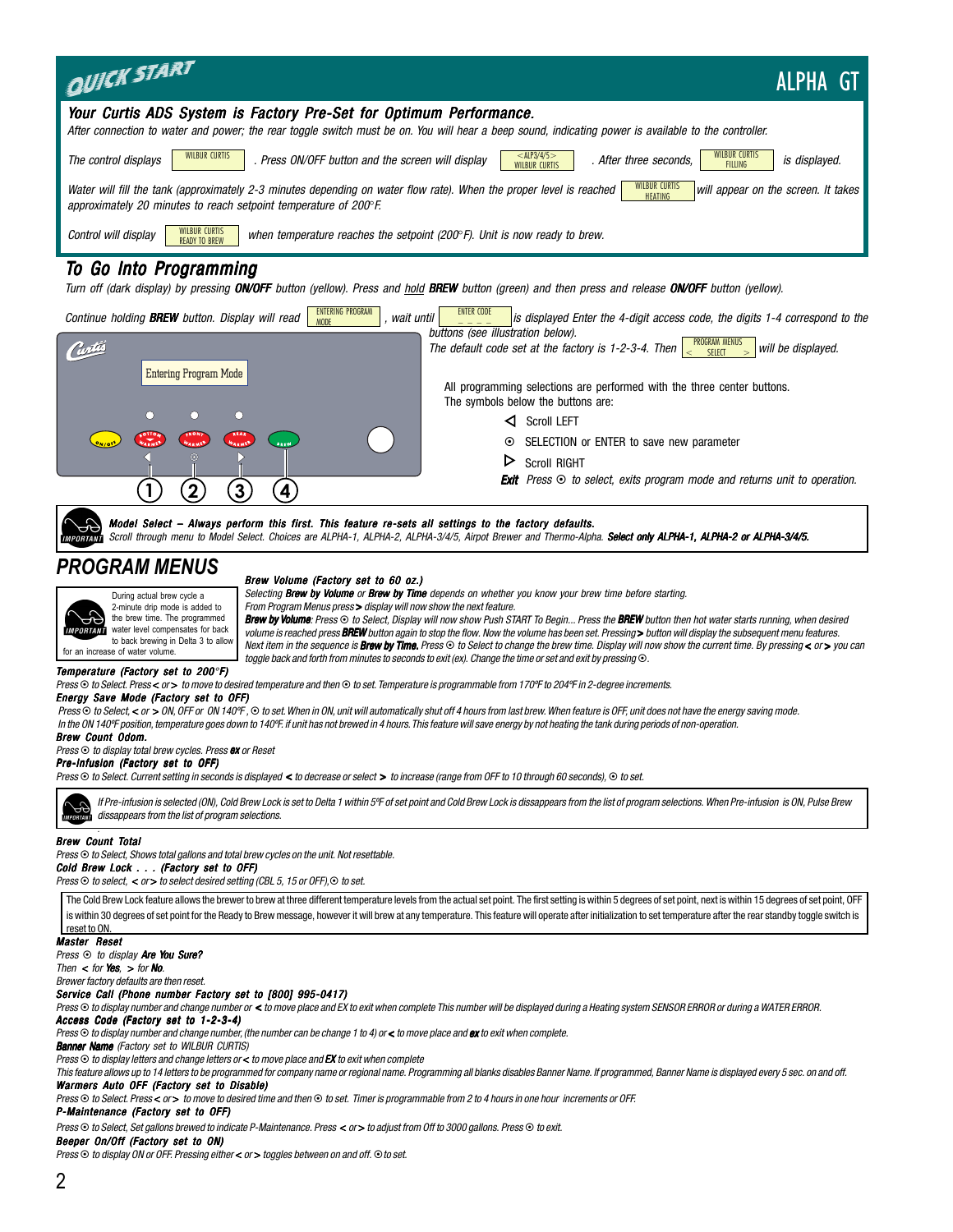# QUICK START — ALPHA GT

## Your Curtis ADS System is Factory Pre-Set for Optimum Performance.

*After connection to water and power; the rear toggle switch must be on. You will hear a beep sound, indicating power is available to the controller.*

*The control displays* [WILBUR CURTIS] *. Press ON/OFF button and the screen will display* [<ALP3/4/5> WILBUR CURTIS] *. After three seconds,* [WILBUR CURTIS FILLING] *is displayed.*

*Water will fill the tank (approximately 2-3 minutes depending on water flow rate). When the proper level is reached* [WILBUR CURTIS HEATING] *will appear on the screen. It takes approximately 20 minutes to reach setpoint temperature of 200°F.*

*Control will display* [WILBUR CURTIS READY TO BREW] *when temperature reaches the setpoint (200°F). Unit is now ready to brew.*

## To Go Into Programming

*Turn off (dark display) by pressing* ***ON/OFF*** *button (yellow). Press and* *hold* ***BREW*** *button (green) and then press and release* ***ON/OFF*** *button (yellow).*

*Continue holding* ***BREW*** *button. Display will read* [ENTERING PROGRAM MODE] *, wait until* [ENTER CODE _ _ _ _] *is displayed Enter the 4-digit access code, the digits 1-4 correspond to the buttons (see illustration below).*

*The default code set at the factory is 1-2-3-4. Then* [PROGRAM MENUS < SELECT >] *will be displayed.*

Entering Program Mode

ON/OFF · BOTTOM WARMER · FRONT WARMER · REAR WARMER · BREW

1 · 2 · 3 · 4

All programming selections are performed with the three center buttons. The symbols below the buttons are:

- ◁ Scroll LEFT
- ⊙ SELECTION or ENTER to save new parameter
- ▷ Scroll RIGHT
- ***Exit*** *Press ⊙ to select, exits program mode and returns unit to operation.*

> IMPORTANT: ***Model Select – Always perform this first. This feature re-sets all settings to the factory defaults.*** *Scroll through menu to Model Select. Choices are ALPHA-1, ALPHA-2, ALPHA-3/4/5, Airpot Brewer and Thermo-Alpha.* ***Select only ALPHA-1, ALPHA-2 or ALPHA-3/4/5.***

## PROGRAM MENUS

> IMPORTANT: During actual brew cycle a 2-minute drip mode is added to the brew time. The programmed water level compensates for back to back brewing in Delta 3 to allow for an increase of water volume.

***Brew Volume (Factory set to 60 oz.)***

*Selecting* ***Brew by Volume*** *or* ***Brew by Time*** *depends on whether you know your brew time before starting.*

*From Program Menus press* **>** *display will now show the next feature.*

***Brew by Volume****: Press ⊙ to Select, Display will now show Push START To Begin... Press the* ***BREW*** *button then hot water starts running, when desired volume is reached press* ***BREW*** *button again to stop the flow. Now the volume has been set. Pressing* **>** *button will display the subsequent menu features.*

*Next item in the sequence is* ***Brew by Time.*** *Press ⊙ to Select to change the brew time. Display will now show the current time. By pressing* **<** *or* **>** *you can toggle back and forth from minutes to seconds to exit (ex). Change the time or set and exit by pressing ⊙.*

***Temperature (Factory set to 200°F)***

*Press ⊙ to Select. Press* **<** *or* **>** *to move to desired temperature and then ⊙ to set. Temperature is programmable from 170ºF to 204ºF in 2-degree increments.*

***Energy Save Mode (Factory set to OFF)***

*Press ⊙ to Select,* **<** *or* **>** *ON, OFF or ON 140ºF , ⊙ to set. When in ON, unit will automatically shut off 4 hours from last brew. When feature is OFF, unit does not have the energy saving mode.*

*In the ON 140ºF position, temperature goes down to 140ºF. if unit has not brewed in 4 hours. This feature will save energy by not heating the tank during periods of non-operation.*

***Brew Count Odom.***

*Press ⊙ to display total brew cycles. Press* ***ex*** *or Reset*

***Pre-Infusion (Factory set to OFF)***

*Press ⊙ to Select. Current setting in seconds is displayed* **<** *to decrease or select* **>** *to increase (range from OFF to 10 through 60 seconds), ⊙ to set.*

> IMPORTANT: *If Pre-infusion is selected (ON), Cold Brew Lock is set to Delta 1 within 5ºF of set point and Cold Brew Lock is dissappears from the list of program selections. When Pre-infusion is ON, Pulse Brew dissappears from the list of program selections.*

***Brew Count Total***

*Press ⊙ to Select, Shows total gallons and total brew cycles on the unit. Not resettable.*

***Cold Brew Lock . . . (Factory set to OFF)***

*Press ⊙ to select,* **<** *or* **>** *to select desired setting (CBL 5, 15 or OFF),⊙ to set.*

> The Cold Brew Lock feature allows the brewer to brew at three different temperature levels from the actual set point. The first setting is within 5 degrees of set point, next is within 15 degrees of set point, OFF is within 30 degrees of set point for the Ready to Brew message, however it will brew at any temperature. This feature will operate after initialization to set temperature after the rear standby toggle switch is reset to ON.

***Master Reset***

*Press ⊙ to display* ***Are You Sure?***

*Then* **<** *for* ***Yes***, **>** *for* ***No***.

*Brewer factory defaults are then reset.*

***Service Call (Phone number Factory set to [800] 995-0417)***

*Press ⊙ to display number and change number or* **<** *to move place and EX to exit when complete This number will be displayed during a Heating system SENSOR ERROR or during a WATER ERROR.*

***Access Code (Factory set to 1-2-3-4)***

*Press ⊙ to display number and change number, (the number can be change 1 to 4) or* **<** *to move place and* ***ex*** *to exit when complete.*

***Banner Name*** *(Factory set to WILBUR CURTIS)*

*Press ⊙ to display letters and change letters or* **<** *to move place and* ***EX*** *to exit when complete*

*This feature allows up to 14 letters to be programmed for company name or regional name. Programming all blanks disables Banner Name. If programmed, Banner Name is displayed every 5 sec. on and off.*

***Warmers Auto OFF (Factory set to Disable)***

*Press ⊙ to Select. Press* **<** *or* **>** *to move to desired time and then ⊙ to set. Timer is programmable from 2 to 4 hours in one hour increments or OFF.*

***P-Maintenance (Factory set to OFF)***

*Press ⊙ to Select, Set gallons brewed to indicate P-Maintenance. Press* **<** *or* **>** *to adjust from Off to 3000 gallons. Press ⊙ to exit.*

***Beeper On/Off (Factory set to ON)***

*Press ⊙ to display ON or OFF. Pressing either* **<** *or* **>** *toggles between on and off. ⊙ to set.*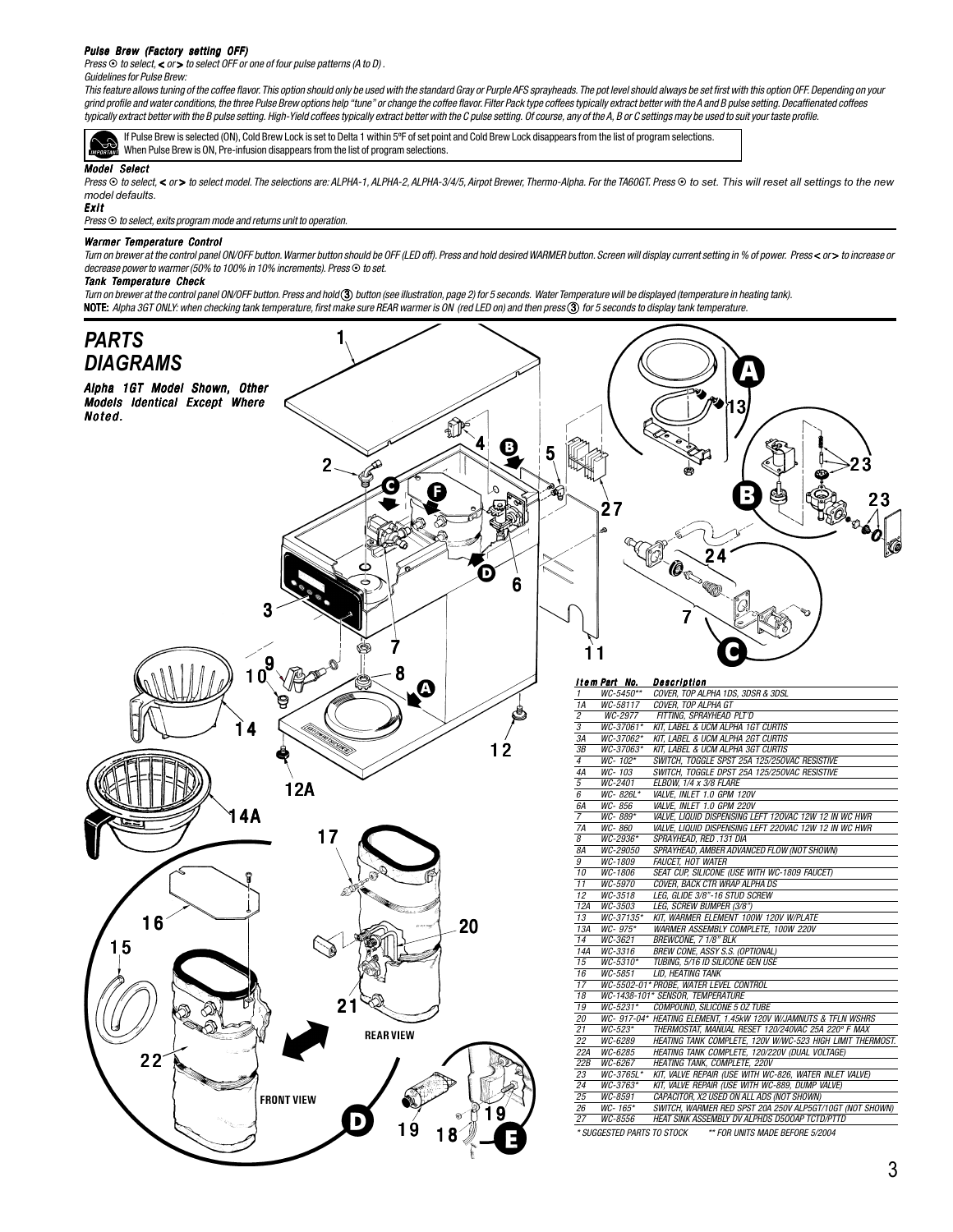#### *Pulse Brew (Factory setting OFF)*

*Press ⊙ to select, < or > to select OFF or one of four pulse patterns (A to D).*

*Guidelines for Pulse Brew:*

*This feature allows tuning of the coffee flavor. This option should only be used with the standard Gray or Purple AFS sprayheads. The pot level should always be set first with this option OFF. Depending on your grind profile and water conditions, the three Pulse Brew options help "tune" or change the coffee flavor. Filter Pack type coffees typically extract better with the A and B pulse setting. Decaffienated coffees typically extract better with the B pulse setting. High-Yield coffees typically extract better with the C pulse setting. Of course, any of the A, B or C settings may be used to suit your taste profile.*

> IMPORTANT: If Pulse Brew is selected (ON), Cold Brew Lock is set to Delta 1 within 5ºF of set point and Cold Brew Lock disappears from the list of program selections. When Pulse Brew is ON, Pre-infusion disappears from the list of program selections.

#### *Model Select*

*Press ⊙ to select, < or > to select model. The selections are: ALPHA-1, ALPHA-2, ALPHA-3/4/5, Airpot Brewer, Thermo-Alpha. For the TA60GT. Press ⊙ to set. This will reset all settings to the new model defaults.*

#### *Exit*

*Press ⊙ to select, exits program mode and returns unit to operation.*

#### *Warmer Temperature Control*

*Turn on brewer at the control panel ON/OFF button. Warmer button should be OFF (LED off). Press and hold desired WARMER button. Screen will display current setting in % of power. Press < or > to increase or decrease power to warmer (50% to 100% in 10% increments). Press ⊙ to set.*

#### *Tank Temperature Check*

*Turn on brewer at the control panel ON/OFF button. Press and hold ③ button (see illustration, page 2) for 5 seconds. Water Temperature will be displayed (temperature in heating tank).*

**NOTE:** *Alpha 3GT ONLY: when checking tank temperature, first make sure REAR warmer is ON (red LED on) and then press ③ for 5 seconds to display tank temperature.*

## *PARTS DIAGRAMS*

***Alpha 1GT Model Shown, Other Models Identical Except Where Noted.***

REAR VIEW

FRONT VIEW

| Item | Part No. | Description |
|---|---|---|
| 1 | WC-5450** | COVER, TOP ALPHA 1DS, 3DSR & 3DSL |
| 1A | WC-58117 | COVER, TOP ALPHA GT |
| 2 | WC-2977 | FITTING, SPRAYHEAD PLT'D |
| 3 | WC-37061* | KIT, LABEL & UCM ALPHA 1GT CURTIS |
| 3A | WC-37062* | KIT, LABEL & UCM ALPHA 2GT CURTIS |
| 3B | WC-37063* | KIT, LABEL & UCM ALPHA 3GT CURTIS |
| 4 | WC- 102* | SWITCH, TOGGLE SPST 25A 125/250VAC RESISTIVE |
| 4A | WC- 103 | SWITCH, TOGGLE DPST 25A 125/250VAC RESISTIVE |
| 5 | WC-2401 | ELBOW, 1/4 x 3/8 FLARE |
| 6 | WC- 826L* | VALVE, INLET 1.0 GPM 120V |
| 6A | WC- 856 | VALVE, INLET 1.0 GPM 220V |
| 7 | WC- 889* | VALVE, LIQUID DISPENSING LEFT 120VAC 12W 12 IN WC HWR |
| 7A | WC- 860 | VALVE, LIQUID DISPENSING LEFT 220VAC 12W 12 IN WC HWR |
| 8 | WC-2936* | SPRAYHEAD, RED .131 DIA |
| 8A | WC-29050 | SPRAYHEAD, AMBER ADVANCED FLOW (NOT SHOWN) |
| 9 | WC-1809 | FAUCET, HOT WATER |
| 10 | WC-1806 | SEAT CUP, SILICONE (USE WITH WC-1809 FAUCET) |
| 11 | WC-5970 | COVER, BACK CTR WRAP ALPHA DS |
| 12 | WC-3518 | LEG, GLIDE 3/8"-16 STUD SCREW |
| 12A | WC-3503 | LEG, SCREW BUMPER (3/8") |
| 13 | WC-37135* | KIT, WARMER ELEMENT 100W 120V W/PLATE |
| 13A | WC- 975* | WARMER ASSEMBLY COMPLETE, 100W 220V |
| 14 | WC-3621 | BREWCONE, 7 1/8" BLK |
| 14A | WC-3316 | BREW CONE, ASSY S.S. (OPTIONAL) |
| 15 | WC-5310* | TUBING, 5/16 ID SILICONE GEN USE |
| 16 | WC-5851 | LID, HEATING TANK |
| 17 | WC-5502-01* | PROBE, WATER LEVEL CONTROL |
| 18 | WC-1438-101* | SENSOR, TEMPERATURE |
| 19 | WC-5231* | COMPOUND, SILICONE 5 OZ TUBE |
| 20 | WC- 917-04* | HEATING ELEMENT, 1.45kW 120V W/JAMNUTS & TFLN WSHRS |
| 21 | WC-523* | THERMOSTAT, MANUAL RESET 120/240VAC 25A 220º F MAX |
| 22 | WC-6289 | HEATING TANK COMPLETE, 120V W/WC-523 HIGH LIMIT THERMOST. |
| 22A | WC-6285 | HEATING TANK COMPLETE, 120/220V (DUAL VOLTAGE) |
| 22B | WC-6267 | HEATING TANK, COMPLETE, 220V |
| 23 | WC-3765L* | KIT, VALVE REPAIR (USE WITH WC-826, WATER INLET VALVE) |
| 24 | WC-3763* | KIT, VALVE REPAIR (USE WITH WC-889, DUMP VALVE) |
| 25 | WC-8591 | CAPACITOR, X2 USED ON ALL ADS (NOT SHOWN) |
| 26 | WC- 165* | SWITCH, WARMER RED SPST 20A 250V ALP5GT/10GT (NOT SHOWN) |
| 27 | WC-8556 | HEAT SINK ASSEMBLY DV ALPHDS D500AP TCTD/PTTD |

\* SUGGESTED PARTS TO STOCK  \*\* FOR UNITS MADE BEFORE 5/2004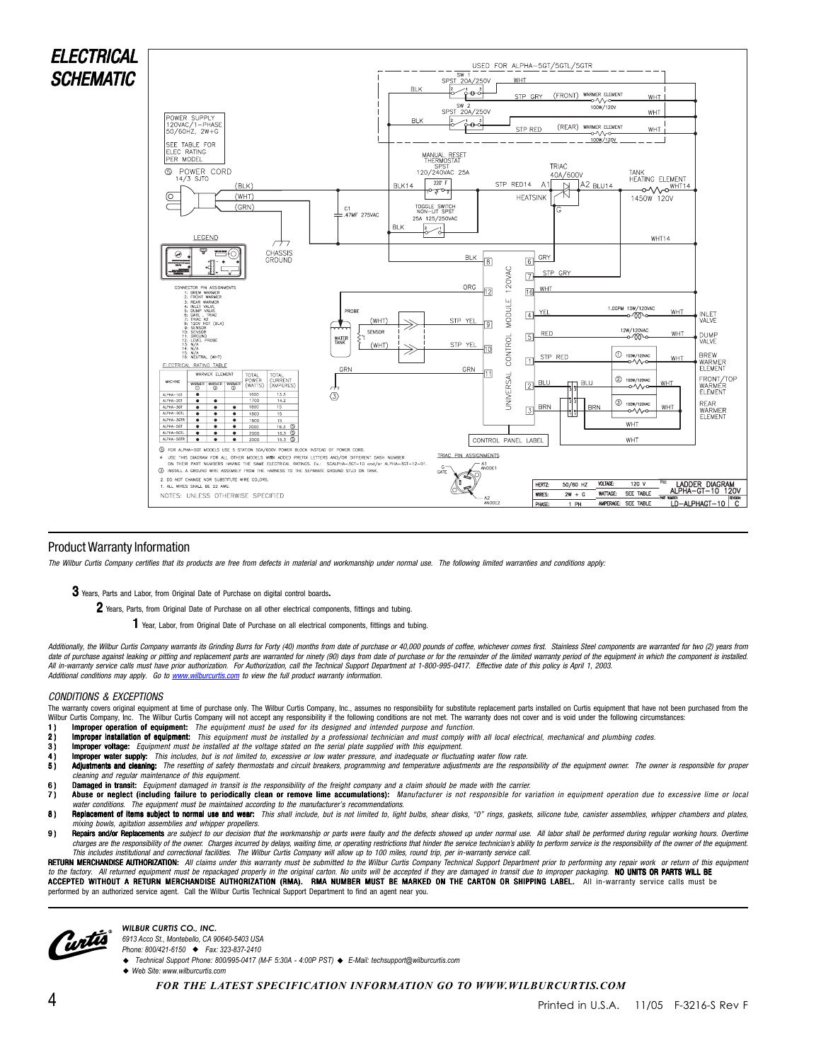# ELECTRICAL SCHEMATIC

USED FOR ALPHA-5GT/5GTL/5GTR

SW 1 SPST 20A/250V

SW 2 SPST 20A/250V

(FRONT) WARMER ELEMENT 100W/120V

(REAR) WARMER ELEMENT 100W/120V

POWER SUPPLY
120VAC/1-PHASE
50/60HZ, 2W+G

SEE TABLE FOR
ELEC RATING
PER MODEL

⑤ POWER CORD
14/3 SJTO

(BLK)
(WHT)
(GRN)

CHASSIS GROUND

MANUAL RESET THERMOSTAT SPST 120/240VAC 25A

TRIAC 40A/600V

TANK HEATING ELEMENT 1450W 120V

C1 .47MF 275VAC

TOGGLE SWITCH NON-LIT SPST 25A 125/250VAC

HEATSINK

LEGEND

CONNECTOR PIN ASSIGNMENTS
1: BREW WARMER
2: FRONT WARMER
3: REAR WARMER
4: INLET VALVE
5: DUMP VALVE
6: GATE , TRIAC
7: TRIAC A2
8: 120V HOT (BLK)
9: SENSOR
10: SENSOR
11: GROUND
12: LEVEL PROBE
13: N/A
14: N/A
15: N/A
16: NEUTRAL (WHT)

UNIVERSAL CONTROL MODULE 120VAC

PROBE

SENSOR

WATER TANK

1.0GPM 10W/120VAC INLET VALVE

12W/120VAC DUMP VALVE

① 100W/120VAC BREW WARMER ELEMENT

② 100W/120VAC FRONT/TOP WARMER ELEMENT

③ 100W/120VAC REAR WARMER ELEMENT

CONTROL PANEL LABEL

ELECTRICAL RATING TABLE

| MACHINE | WARMER ① | WARMER ② | WARMER ③ | TOTAL POWER (WATTS) | TOTAL CURRENT (AMPERES) |
|---|---|---|---|---|---|
| ALPHA-1GT | ● | | | 1600 | 13.3 |
| ALPHA-2GT | ● | ● | | 1700 | 14.2 |
| ALPHA-3GT | ● | ● | ● | 1800 | 15 |
| ALPHA-3GTL | ● | ● | ● | 1800 | 15 |
| ALPHA-3GTR | ● | ● | ● | 1800 | 15 |
| ALPHA-5GT | ● | ● | ● | 2000 | 16.3 ⑤ |
| ALPHA-5GTL | ● | ● | ● | 2000 | 16.3 ⑤ |
| ALPHA-5GTR | ● | ● | ● | 2000 | 16.3 ⑤ |

⑤ FOR ALPHA-5GT MODELS USE 5 STATION 50A/600V POWER BLOCK INSTEAD OF POWER CORD.

4. USE THIS DIAGRAM FOR ALL OTHER MODELS WITH ADDED PREFIX LETTERS AND/OR DIFFERENT DASH NUMBER ON THEIR PART NUMBERS HAVING THE SAME ELECTRICAL RATINGS. Ex.: SCALPHA-3GT-10 and/or ALPHA-3GT-12-01.

③ INSTALL A GROUND WIRE ASSEMBLY FROM THE HARNESS TO THE SEPARATE GROUND STUD ON TANK.

2. DO NOT CHANGE NOR SUBSTITUTE WIRE COLORS.

1. ALL WIRES SHALL BE 22 AWG.

NOTES: UNLESS OTHERWISE SPECIFIED

TRIAC PIN ASSIGNMENTS
G GATE, A1 ANODE1, A2 ANODE2

| | | | | |
|---|---|---|---|---|
| HERTZ: 50/60 HZ | VOLTAGE: 120 V | TITLE: LADDER DIAGRAM ALPHA-GT-10 120V | | |
| WIRES: 2W + G | WATTAGE: SEE TABLE | PART NUMBER: LD-ALPHAGT-10 | REVISION: C | |
| PHASE: 1 PH | AMPERAGE: SEE TABLE | | | |

## Product Warranty Information

*The Wilbur Curtis Company certifies that its products are free from defects in material and workmanship under normal use. The following limited warranties and conditions apply:*

**3** Years, Parts and Labor, from Original Date of Purchase on digital control boards**.**

**2** Years, Parts, from Original Date of Purchase on all other electrical components, fittings and tubing.

**1** Year, Labor, from Original Date of Purchase on all electrical components, fittings and tubing.

*Additionally, the Wilbur Curtis Company warrants its Grinding Burrs for Forty (40) months from date of purchase or 40,000 pounds of coffee, whichever comes first. Stainless Steel components are warranted for two (2) years from date of purchase against leaking or pitting and replacement parts are warranted for ninety (90) days from date of purchase or for the remainder of the limited warranty period of the equipment in which the component is installed. All in-warranty service calls must have prior authorization. For Authorization, call the Technical Support Department at 1-800-995-0417. Effective date of this policy is April 1, 2003. Additional conditions may apply. Go to www.wilburcurtis.com to view the full product warranty information.*

### CONDITIONS & EXCEPTIONS

The warranty covers original equipment at time of purchase only. The Wilbur Curtis Company, Inc., assumes no responsibility for substitute replacement parts installed on Curtis equipment that have not been purchased from the Wilbur Curtis Company, Inc. The Wilbur Curtis Company will not accept any responsibility if the following conditions are not met. The warranty does not cover and is void under the following circumstances:

1) **Improper operation of equipment:** *The equipment must be used for its designed and intended purpose and function.*
2) **Improper installation of equipment:** *This equipment must be installed by a professional technician and must comply with all local electrical, mechanical and plumbing codes.*
3) **Improper voltage:** *Equipment must be installed at the voltage stated on the serial plate supplied with this equipment.*
4) **Improper water supply:** *This includes, but is not limited to, excessive or low water pressure, and inadequate or fluctuating water flow rate.*
5) **Adjustments and cleaning:** *The resetting of safety thermostats and circuit breakers, programming and temperature adjustments are the responsibility of the equipment owner. The owner is responsible for proper cleaning and regular maintenance of this equipment.*
6) **Damaged in transit:** *Equipment damaged in transit is the responsibility of the freight company and a claim should be made with the carrier.*
7) **Abuse or neglect (including failure to periodically clean or remove lime accumulations):** *Manufacturer is not responsible for variation in equipment operation due to excessive lime or local water conditions. The equipment must be maintained according to the manufacturer's recommendations.*
8) **Replacement of items subject to normal use and wear:** *This shall include, but is not limited to, light bulbs, shear disks, "0" rings, gaskets, silicone tube, canister assemblies, whipper chambers and plates, mixing bowls, agitation assemblies and whipper propellers.*
9) **Repairs and/or Replacements** *are subject to our decision that the workmanship or parts were faulty and the defects showed up under normal use. All labor shall be performed during regular working hours. Overtime charges are the responsibility of the owner. Charges incurred by delays, waiting time, or operating restrictions that hinder the service technician's ability to perform service is the responsibility of the owner of the equipment. This includes institutional and correctional facilities. The Wilbur Curtis Company will allow up to 100 miles, round trip, per in-warranty service call.*

**RETURN MERCHANDISE AUTHORIZATION:** *All claims under this warranty must be submitted to the Wilbur Curtis Company Technical Support Department prior to performing any repair work or return of this equipment to the factory. All returned equipment must be repackaged properly in the original carton. No units will be accepted if they are damaged in transit due to improper packaging.* **NO UNITS OR PARTS WILL BE ACCEPTED WITHOUT A RETURN MERCHANDISE AUTHORIZATION (RMA). RMA NUMBER MUST BE MARKED ON THE CARTON OR SHIPPING LABEL.** All in-warranty service calls must be performed by an authorized service agent. Call the Wilbur Curtis Technical Support Department to find an agent near you.

***WILBUR CURTIS CO., INC.***
*6913 Acco St., Montebello, CA 90640-5403 USA*
*Phone: 800/421-6150 ◆ Fax: 323-837-2410*
*◆ Technical Support Phone: 800/995-0417 (M-F 5:30A - 4:00P PST) ◆ E-Mail: techsupport@wilburcurtis.com*
*◆ Web Site: www.wilburcurtis.com*

***FOR THE LATEST SPECIFICATION INFORMATION GO TO WWW.WILBURCURTIS.COM***

Printed in U.S.A. 11/05 F-3216-S Rev F